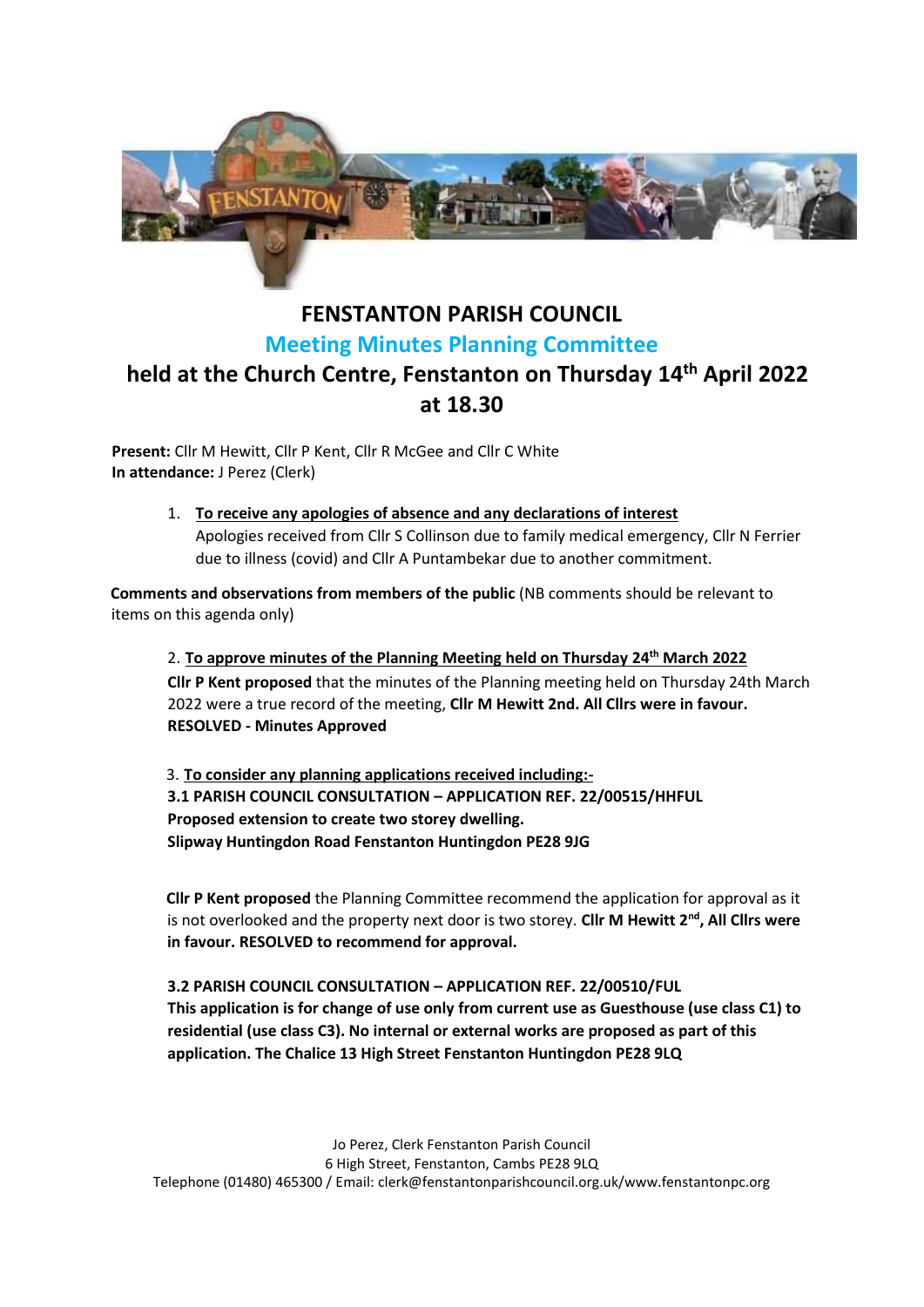# FENSTANTON PARISH COUNCIL

## Meeting Minutes Planning Committee

## held at the Church Centre, Fenstanton on Thursday 14th April 2022 at 18.30

**Present:** Cllr M Hewitt, Cllr P Kent, Cllr R McGee and Cllr C White
**In attendance:** J Perez (Clerk)

1. **To receive any apologies of absence and any declarations of interest**
   Apologies received from Cllr S Collinson due to family medical emergency, Cllr N Ferrier due to illness (covid) and Cllr A Puntambekar due to another commitment.

**Comments and observations from members of the public** (NB comments should be relevant to items on this agenda only)

2. **To approve minutes of the Planning Meeting held on Thursday 24th March 2022**
   **Cllr P Kent proposed** that the minutes of the Planning meeting held on Thursday 24th March 2022 were a true record of the meeting, **Cllr M Hewitt 2nd. All Cllrs were in favour. RESOLVED - Minutes Approved**

3. **To consider any planning applications received including:-**

**3.1 PARISH COUNCIL CONSULTATION – APPLICATION REF. 22/00515/HHFUL**
**Proposed extension to create two storey dwelling.**
**Slipway Huntingdon Road Fenstanton Huntingdon PE28 9JG**

**Cllr P Kent proposed** the Planning Committee recommend the application for approval as it is not overlooked and the property next door is two storey. **Cllr M Hewitt 2nd, All Cllrs were in favour. RESOLVED to recommend for approval.**

**3.2 PARISH COUNCIL CONSULTATION – APPLICATION REF. 22/00510/FUL**
**This application is for change of use only from current use as Guesthouse (use class C1) to residential (use class C3). No internal or external works are proposed as part of this application. The Chalice 13 High Street Fenstanton Huntingdon PE28 9LQ**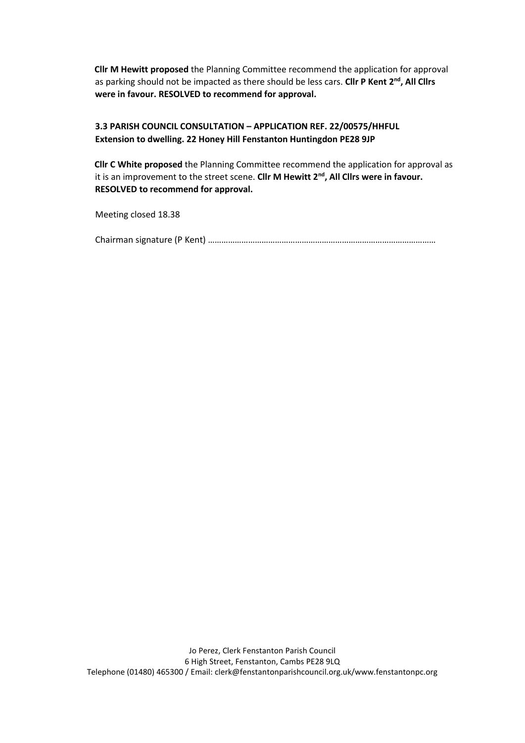**Cllr M Hewitt proposed** the Planning Committee recommend the application for approval as parking should not be impacted as there should be less cars. **Cllr P Kent 2nd, All Cllrs were in favour. RESOLVED to recommend for approval.**

**3.3 PARISH COUNCIL CONSULTATION – APPLICATION REF. 22/00575/HHFUL Extension to dwelling. 22 Honey Hill Fenstanton Huntingdon PE28 9JP**

**Cllr C White proposed** the Planning Committee recommend the application for approval as it is an improvement to the street scene. **Cllr M Hewitt 2nd, All Cllrs were in favour. RESOLVED to recommend for approval.**

Meeting closed 18.38

Chairman signature (P Kent) ……………………………………………………………………………………